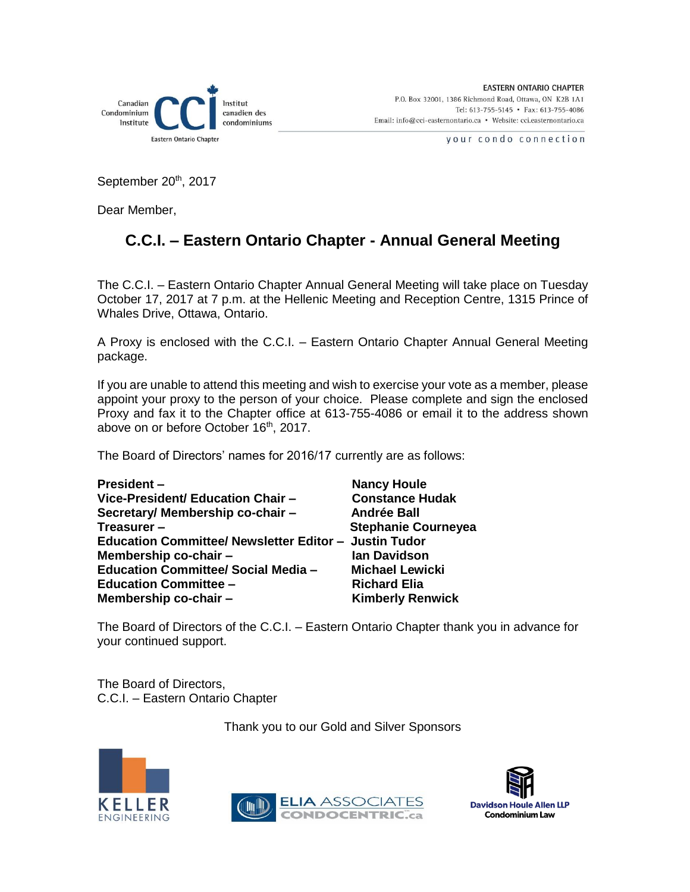Canadian Condominium Institute | Institut canadien des condominiums
Eastern Ontario Chapter

EASTERN ONTARIO CHAPTER
P.O. Box 32001, 1386 Richmond Road, Ottawa, ON K2B 1A1
Tel: 613-755-5145 • Fax: 613-755-4086
Email: info@cci-easternontario.ca • Website: cci.easternontario.ca

your condo connection

September 20th, 2017

Dear Member,

## C.C.I. – Eastern Ontario Chapter - Annual General Meeting

The C.C.I. – Eastern Ontario Chapter Annual General Meeting will take place on Tuesday October 17, 2017 at 7 p.m. at the Hellenic Meeting and Reception Centre, 1315 Prince of Whales Drive, Ottawa, Ontario.

A Proxy is enclosed with the C.C.I. – Eastern Ontario Chapter Annual General Meeting package.

If you are unable to attend this meeting and wish to exercise your vote as a member, please appoint your proxy to the person of your choice. Please complete and sign the enclosed Proxy and fax it to the Chapter office at 613-755-4086 or email it to the address shown above on or before October 16th, 2017.

The Board of Directors' names for 2016/17 currently are as follows:

| | |
|---|---|
| **President –** | **Nancy Houle** |
| **Vice-President/ Education Chair –** | **Constance Hudak** |
| **Secretary/ Membership co-chair –** | **Andrée Ball** |
| **Treasurer –** | **Stephanie Courneyea** |
| **Education Committee/ Newsletter Editor –** | **Justin Tudor** |
| **Membership co-chair –** | **Ian Davidson** |
| **Education Committee/ Social Media –** | **Michael Lewicki** |
| **Education Committee –** | **Richard Elia** |
| **Membership co-chair –** | **Kimberly Renwick** |

The Board of Directors of the C.C.I. – Eastern Ontario Chapter thank you in advance for your continued support.

The Board of Directors,
C.C.I. – Eastern Ontario Chapter

Thank you to our Gold and Silver Sponsors

KELLER ENGINEERING

ELIA ASSOCIATES CONDOCENTRIC.ca

Davidson Houle Allen LLP Condominium Law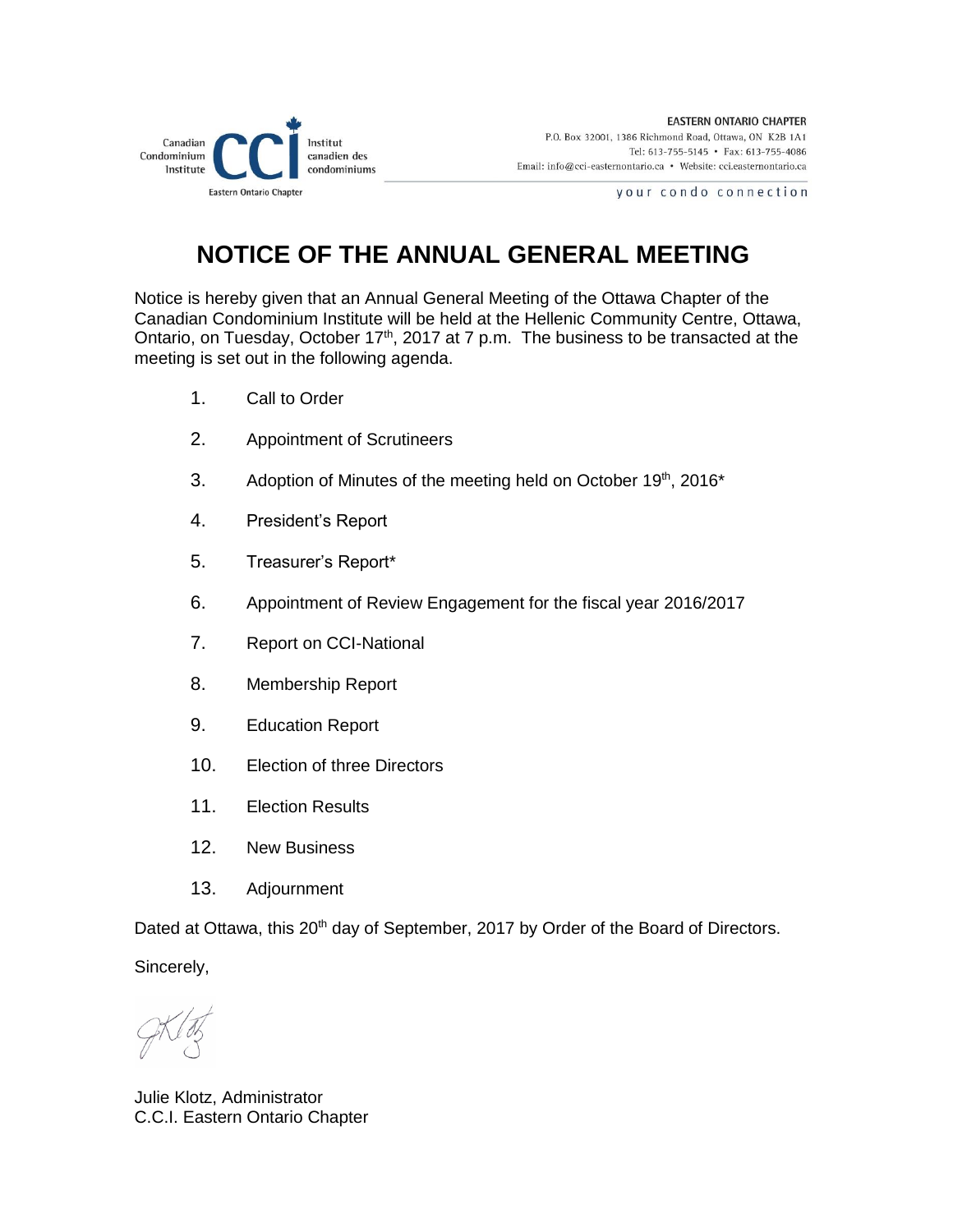EASTERN ONTARIO CHAPTER
P.O. Box 32001, 1386 Richmond Road, Ottawa, ON K2B 1A1
Tel: 613-755-5145 • Fax: 613-755-4086
Email: info@cci-easternontario.ca • Website: cci.easternontario.ca

your condo connection

# NOTICE OF THE ANNUAL GENERAL MEETING

Notice is hereby given that an Annual General Meeting of the Ottawa Chapter of the Canadian Condominium Institute will be held at the Hellenic Community Centre, Ottawa, Ontario, on Tuesday, October 17th, 2017 at 7 p.m. The business to be transacted at the meeting is set out in the following agenda.

1. Call to Order
2. Appointment of Scrutineers
3. Adoption of Minutes of the meeting held on October 19th, 2016*
4. President's Report
5. Treasurer's Report*
6. Appointment of Review Engagement for the fiscal year 2016/2017
7. Report on CCI-National
8. Membership Report
9. Education Report
10. Election of three Directors
11. Election Results
12. New Business
13. Adjournment

Dated at Ottawa, this 20th day of September, 2017 by Order of the Board of Directors.

Sincerely,

Julie Klotz, Administrator
C.C.I. Eastern Ontario Chapter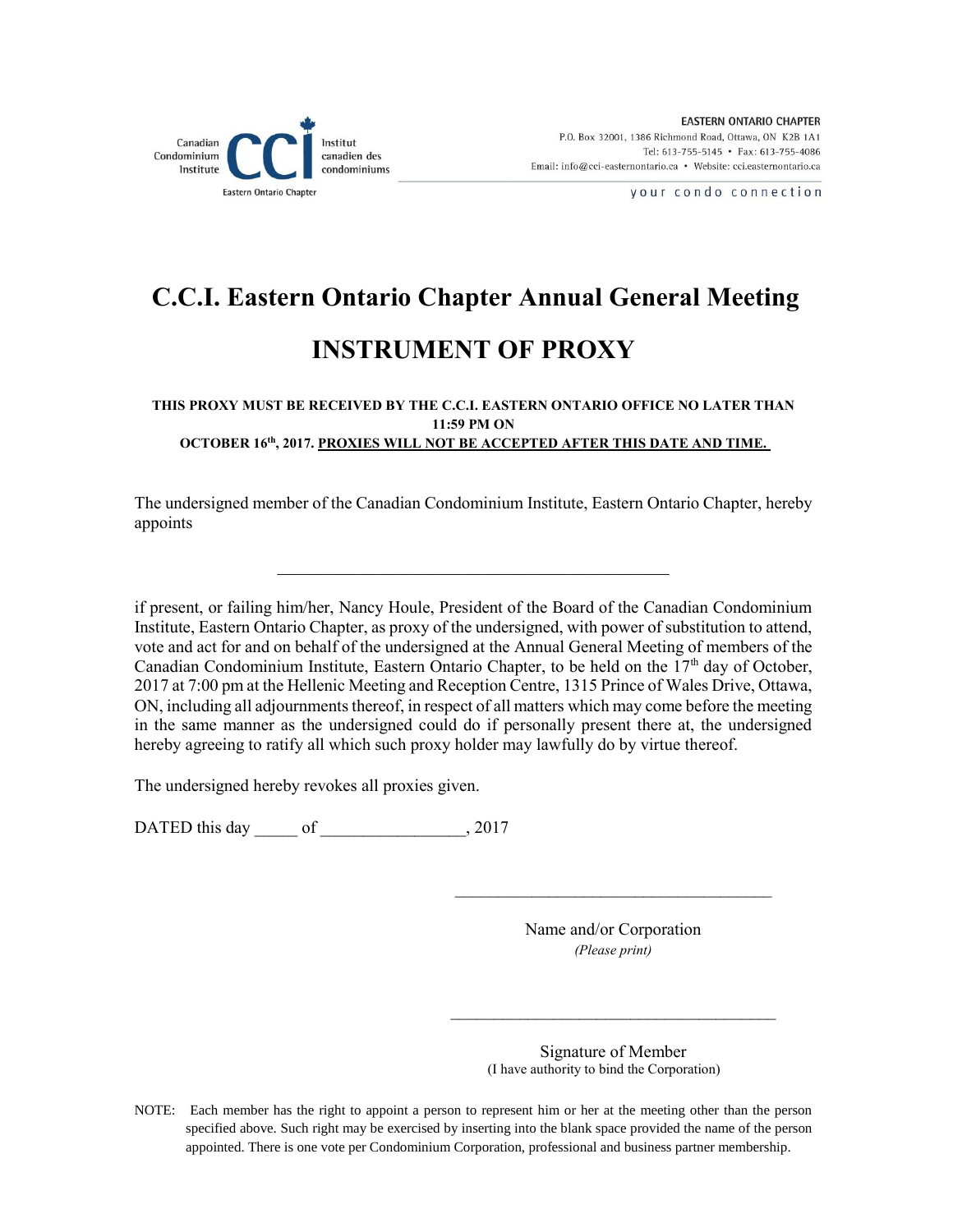Canadian Condominium Institute CCI Institut canadien des condominiums

Eastern Ontario Chapter

EASTERN ONTARIO CHAPTER
P.O. Box 32001, 1386 Richmond Road, Ottawa, ON K2B 1A1
Tel: 613-755-5145 • Fax: 613-755-4086
Email: info@cci-easternontario.ca • Website: cci.easternontario.ca

your condo connection

# C.C.I. Eastern Ontario Chapter Annual General Meeting

# INSTRUMENT OF PROXY

**THIS PROXY MUST BE RECEIVED BY THE C.C.I. EASTERN ONTARIO OFFICE NO LATER THAN 11:59 PM ON OCTOBER 16th, 2017. PROXIES WILL NOT BE ACCEPTED AFTER THIS DATE AND TIME.**

The undersigned member of the Canadian Condominium Institute, Eastern Ontario Chapter, hereby appoints

\_\_\_\_\_\_\_\_\_\_\_\_\_\_\_\_\_\_\_\_\_\_\_\_\_\_\_\_\_\_\_\_\_\_\_\_\_\_\_\_\_\_\_\_

if present, or failing him/her, Nancy Houle, President of the Board of the Canadian Condominium Institute, Eastern Ontario Chapter, as proxy of the undersigned, with power of substitution to attend, vote and act for and on behalf of the undersigned at the Annual General Meeting of members of the Canadian Condominium Institute, Eastern Ontario Chapter, to be held on the 17th day of October, 2017 at 7:00 pm at the Hellenic Meeting and Reception Centre, 1315 Prince of Wales Drive, Ottawa, ON, including all adjournments thereof, in respect of all matters which may come before the meeting in the same manner as the undersigned could do if personally present there at, the undersigned hereby agreeing to ratify all which such proxy holder may lawfully do by virtue thereof.

The undersigned hereby revokes all proxies given.

DATED this day \_\_\_\_\_ of \_\_\_\_\_\_\_\_\_\_\_\_\_\_\_\_, 2017

\_\_\_\_\_\_\_\_\_\_\_\_\_\_\_\_\_\_\_\_\_\_\_\_\_\_\_\_\_\_\_\_\_\_\_\_\_\_

Name and/or Corporation
*(Please print)*

\_\_\_\_\_\_\_\_\_\_\_\_\_\_\_\_\_\_\_\_\_\_\_\_\_\_\_\_\_\_\_\_\_\_\_\_\_\_

Signature of Member
(I have authority to bind the Corporation)

NOTE: Each member has the right to appoint a person to represent him or her at the meeting other than the person specified above. Such right may be exercised by inserting into the blank space provided the name of the person appointed. There is one vote per Condominium Corporation, professional and business partner membership.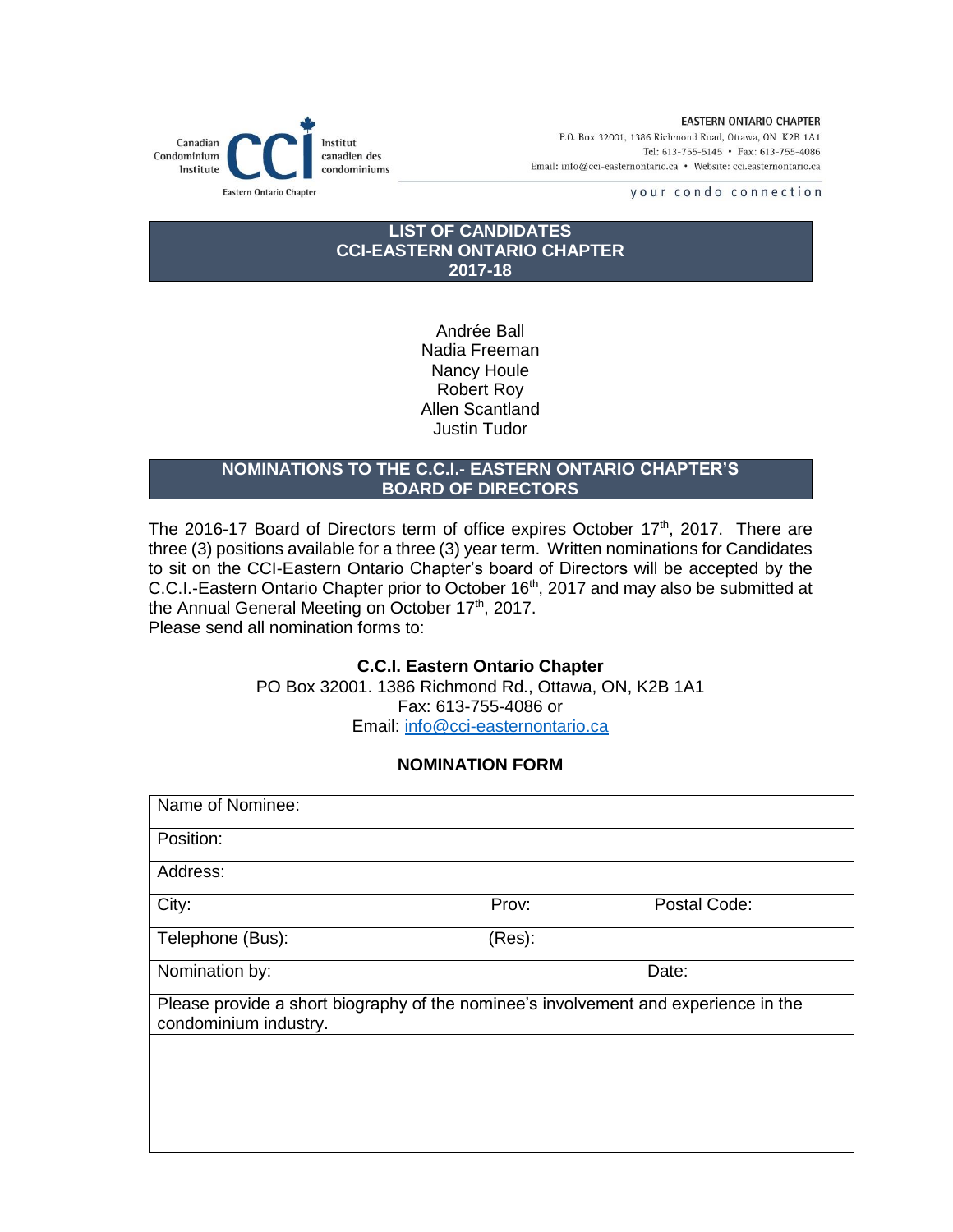Canadian Condominium Institute | Institut canadien des condominiums
Eastern Ontario Chapter

EASTERN ONTARIO CHAPTER
P.O. Box 32001, 1386 Richmond Road, Ottawa, ON K2B 1A1
Tel: 613-755-5145 • Fax: 613-755-4086
Email: info@cci-easternontario.ca • Website: cci.easternontario.ca

your condo connection

## LIST OF CANDIDATES CCI-EASTERN ONTARIO CHAPTER 2017-18

Andrée Ball
Nadia Freeman
Nancy Houle
Robert Roy
Allen Scantland
Justin Tudor

## NOMINATIONS TO THE C.C.I.- EASTERN ONTARIO CHAPTER'S BOARD OF DIRECTORS

The 2016-17 Board of Directors term of office expires October 17th, 2017. There are three (3) positions available for a three (3) year term. Written nominations for Candidates to sit on the CCI-Eastern Ontario Chapter's board of Directors will be accepted by the C.C.I.-Eastern Ontario Chapter prior to October 16th, 2017 and may also be submitted at the Annual General Meeting on October 17th, 2017.
Please send all nomination forms to:

**C.C.I. Eastern Ontario Chapter**
PO Box 32001. 1386 Richmond Rd., Ottawa, ON, K2B 1A1
Fax: 613-755-4086 or
Email: info@cci-easternontario.ca

### NOMINATION FORM

| | | |
|---|---|---|
| Name of Nominee: | | |
| Position: | | |
| Address: | | |
| City: | Prov: | Postal Code: |
| Telephone (Bus): | (Res): | |
| Nomination by: | | Date: |
| Please provide a short biography of the nominee's involvement and experience in the condominium industry. | | |
| | | |